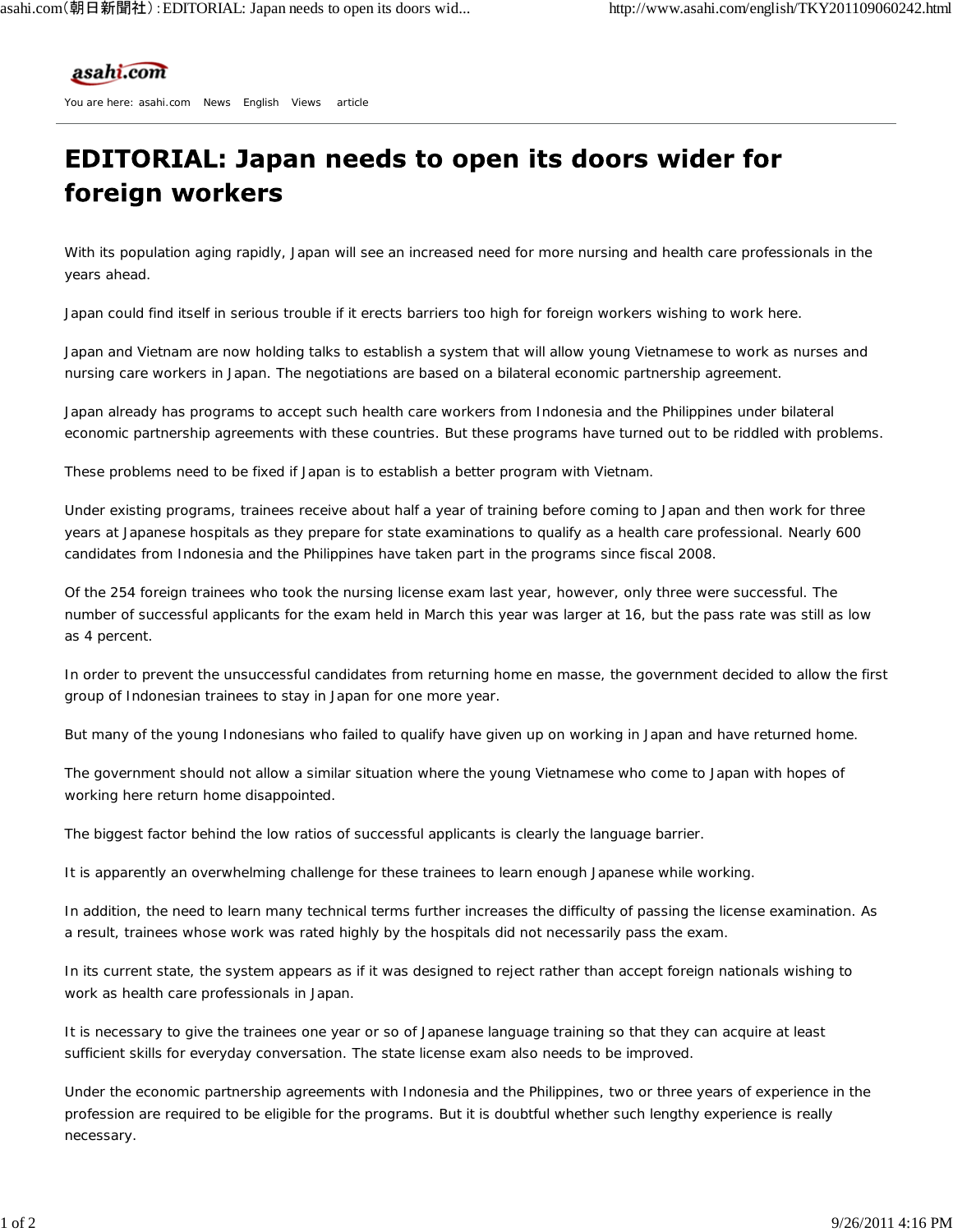asahi.com

You are here: asahi.com News English Views article

# EDITORIAL: Japan needs to open its doors wider for foreign workers

With its population aging rapidly, Japan will see an increased need for more nursing and health care professionals in the years ahead.

Japan could find itself in serious trouble if it erects barriers too high for foreign workers wishing to work here.

Japan and Vietnam are now holding talks to establish a system that will allow young Vietnamese to work as nurses and nursing care workers in Japan. The negotiations are based on a bilateral economic partnership agreement.

Japan already has programs to accept such health care workers from Indonesia and the Philippines under bilateral economic partnership agreements with these countries. But these programs have turned out to be riddled with problems.

These problems need to be fixed if Japan is to establish a better program with Vietnam.

Under existing programs, trainees receive about half a year of training before coming to Japan and then work for three years at Japanese hospitals as they prepare for state examinations to qualify as a health care professional. Nearly 600 candidates from Indonesia and the Philippines have taken part in the programs since fiscal 2008.

Of the 254 foreign trainees who took the nursing license exam last year, however, only three were successful. The number of successful applicants for the exam held in March this year was larger at 16, but the pass rate was still as low as 4 percent.

In order to prevent the unsuccessful candidates from returning home en masse, the government decided to allow the first group of Indonesian trainees to stay in Japan for one more year.

But many of the young Indonesians who failed to qualify have given up on working in Japan and have returned home.

The government should not allow a similar situation where the young Vietnamese who come to Japan with hopes of working here return home disappointed.

The biggest factor behind the low ratios of successful applicants is clearly the language barrier.

It is apparently an overwhelming challenge for these trainees to learn enough Japanese while working.

In addition, the need to learn many technical terms further increases the difficulty of passing the license examination. As a result, trainees whose work was rated highly by the hospitals did not necessarily pass the exam.

In its current state, the system appears as if it was designed to reject rather than accept foreign nationals wishing to work as health care professionals in Japan.

It is necessary to give the trainees one year or so of Japanese language training so that they can acquire at least sufficient skills for everyday conversation. The state license exam also needs to be improved.

Under the economic partnership agreements with Indonesia and the Philippines, two or three years of experience in the profession are required to be eligible for the programs. But it is doubtful whether such lengthy experience is really necessary.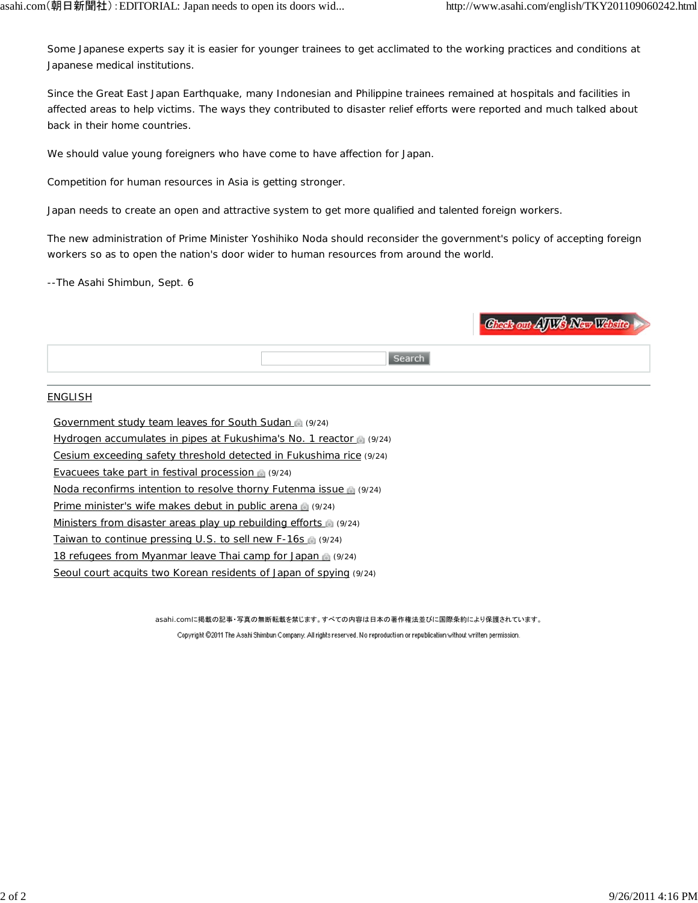Some Japanese experts say it is easier for younger trainees to get acclimated to the working practices and conditions at Japanese medical institutions.

Since the Great East Japan Earthquake, many Indonesian and Philippine trainees remained at hospitals and facilities in affected areas to help victims. The ways they contributed to disaster relief efforts were reported and much talked about back in their home countries.

We should value young foreigners who have come to have affection for Japan.

Competition for human resources in Asia is getting stronger.

Japan needs to create an open and attractive system to get more qualified and talented foreign workers.

The new administration of Prime Minister Yoshihiko Noda should reconsider the government's policy of accepting foreign workers so as to open the nation's door wider to human resources from around the world.

--The Asahi Shimbun, Sept. 6

Check out AJW's New Website

Search

## ENGLISH

- Government study team leaves for South Sudan (9/24)
- Hydrogen accumulates in pipes at Fukushima's No. 1 reactor (9/24)
- Cesium exceeding safety threshold detected in Fukushima rice (9/24)
- Evacuees take part in festival procession (9/24)
- Noda reconfirms intention to resolve thorny Futenma issue (9/24)
- Prime minister's wife makes debut in public arena (9/24)
- Ministers from disaster areas play up rebuilding efforts (9/24)
- Taiwan to continue pressing U.S. to sell new F-16s (9/24)
- 18 refugees from Myanmar leave Thai camp for Japan (9/24)
- Seoul court acquits two Korean residents of Japan of spying (9/24)

asahi.comに掲載の記事・写真の無断転載を禁じます。すべての内容は日本の著作権法並びに国際条約により保護されています。

Copyright ©2011 The Asahi Shimbun Company. All rights reserved. No reproduction or republication without written permission.